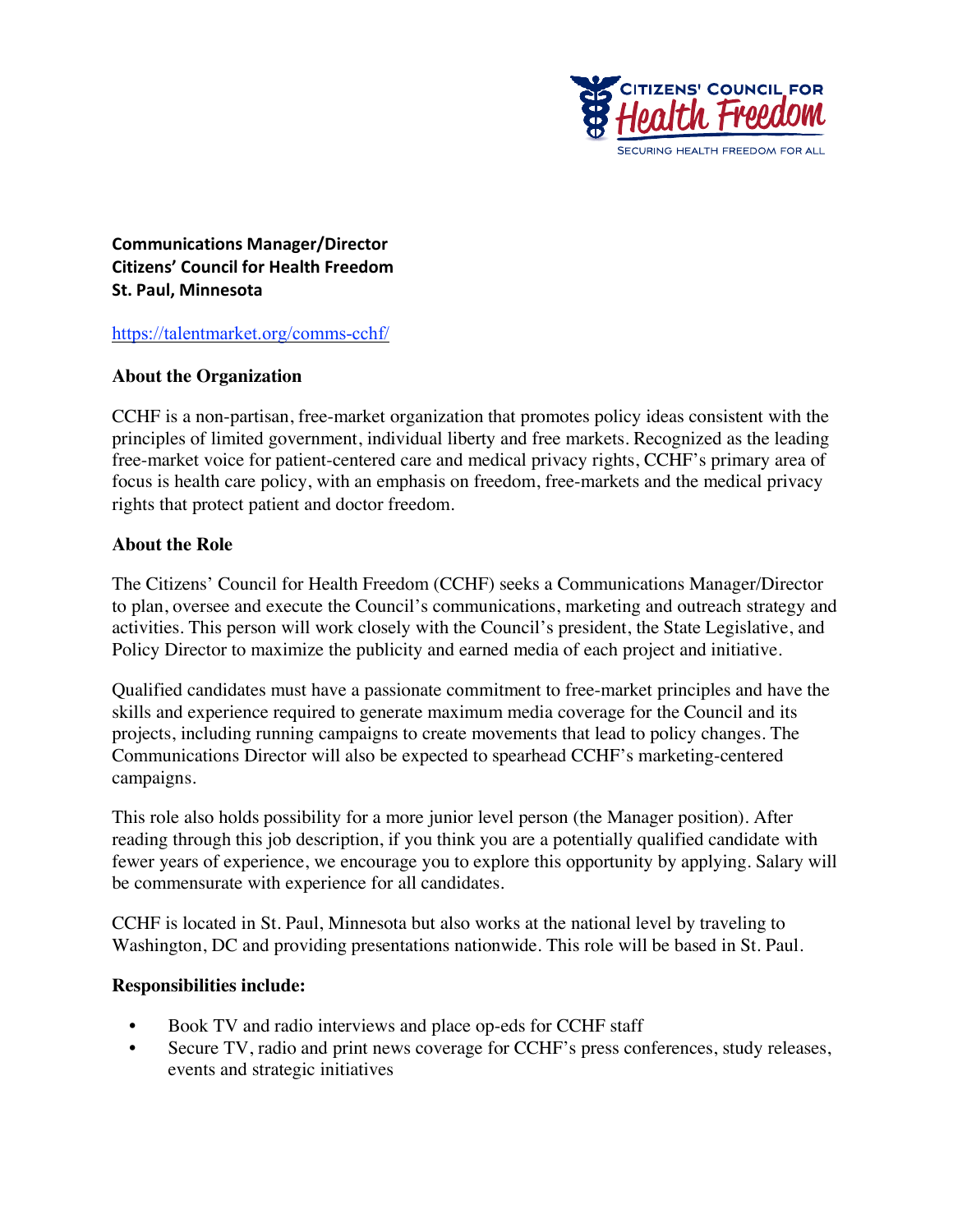**Communications Manager/Director**
**Citizens' Council for Health Freedom**
**St. Paul, Minnesota**

https://talentmarket.org/comms-cchf/

**About the Organization**

CCHF is a non-partisan, free-market organization that promotes policy ideas consistent with the principles of limited government, individual liberty and free markets. Recognized as the leading free-market voice for patient-centered care and medical privacy rights, CCHF's primary area of focus is health care policy, with an emphasis on freedom, free-markets and the medical privacy rights that protect patient and doctor freedom.

**About the Role**

The Citizens' Council for Health Freedom (CCHF) seeks a Communications Manager/Director to plan, oversee and execute the Council's communications, marketing and outreach strategy and activities. This person will work closely with the Council's president, the State Legislative, and Policy Director to maximize the publicity and earned media of each project and initiative.

Qualified candidates must have a passionate commitment to free-market principles and have the skills and experience required to generate maximum media coverage for the Council and its projects, including running campaigns to create movements that lead to policy changes. The Communications Director will also be expected to spearhead CCHF's marketing-centered campaigns.

This role also holds possibility for a more junior level person (the Manager position). After reading through this job description, if you think you are a potentially qualified candidate with fewer years of experience, we encourage you to explore this opportunity by applying. Salary will be commensurate with experience for all candidates.

CCHF is located in St. Paul, Minnesota but also works at the national level by traveling to Washington, DC and providing presentations nationwide. This role will be based in St. Paul.

**Responsibilities include:**

- Book TV and radio interviews and place op-eds for CCHF staff
- Secure TV, radio and print news coverage for CCHF's press conferences, study releases, events and strategic initiatives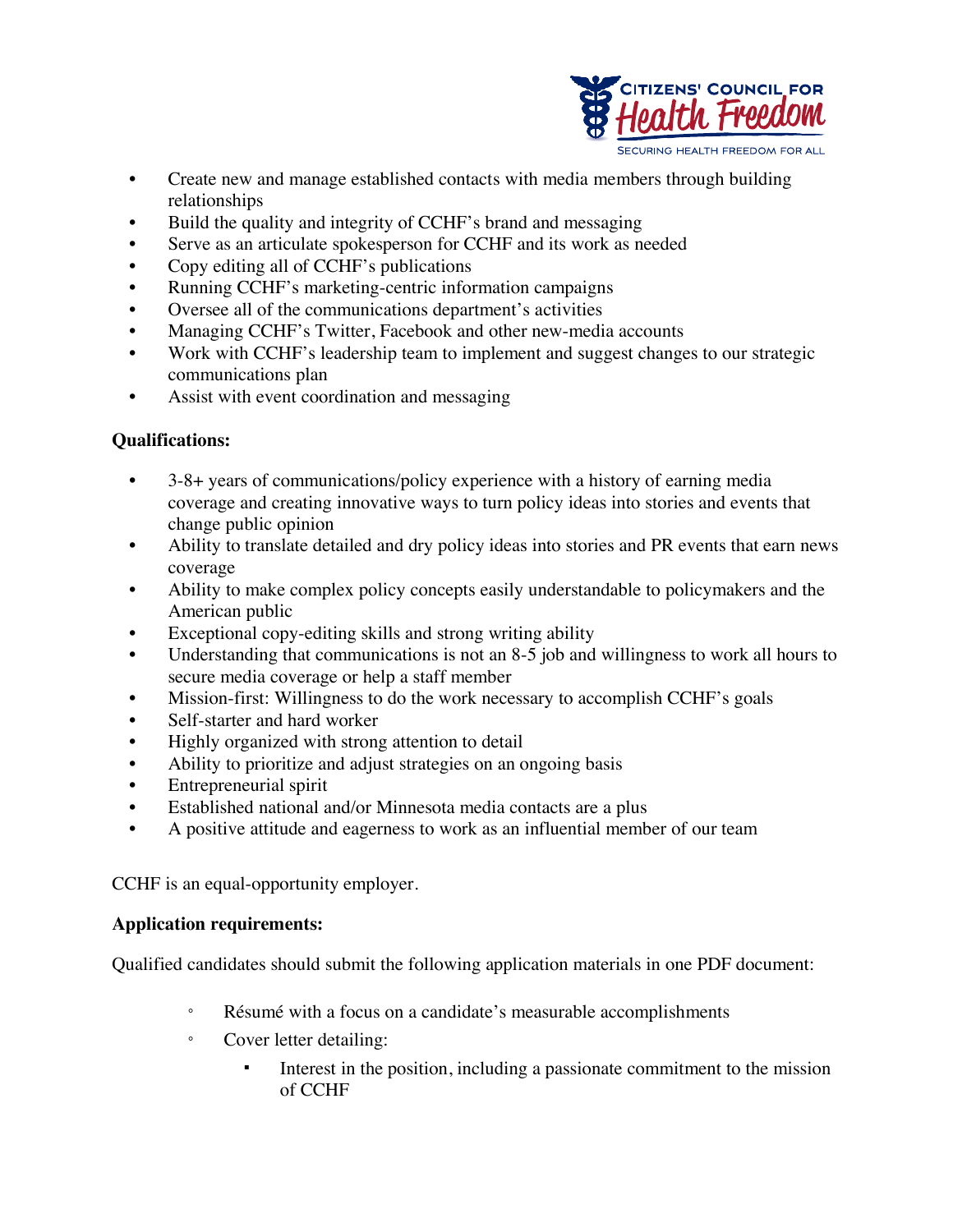- Create new and manage established contacts with media members through building relationships
- Build the quality and integrity of CCHF's brand and messaging
- Serve as an articulate spokesperson for CCHF and its work as needed
- Copy editing all of CCHF's publications
- Running CCHF's marketing-centric information campaigns
- Oversee all of the communications department's activities
- Managing CCHF's Twitter, Facebook and other new-media accounts
- Work with CCHF's leadership team to implement and suggest changes to our strategic communications plan
- Assist with event coordination and messaging

**Qualifications:**

- 3-8+ years of communications/policy experience with a history of earning media coverage and creating innovative ways to turn policy ideas into stories and events that change public opinion
- Ability to translate detailed and dry policy ideas into stories and PR events that earn news coverage
- Ability to make complex policy concepts easily understandable to policymakers and the American public
- Exceptional copy-editing skills and strong writing ability
- Understanding that communications is not an 8-5 job and willingness to work all hours to secure media coverage or help a staff member
- Mission-first: Willingness to do the work necessary to accomplish CCHF's goals
- Self-starter and hard worker
- Highly organized with strong attention to detail
- Ability to prioritize and adjust strategies on an ongoing basis
- Entrepreneurial spirit
- Established national and/or Minnesota media contacts are a plus
- A positive attitude and eagerness to work as an influential member of our team

CCHF is an equal-opportunity employer.

**Application requirements:**

Qualified candidates should submit the following application materials in one PDF document:

- Résumé with a focus on a candidate's measurable accomplishments
- Cover letter detailing:
  - Interest in the position, including a passionate commitment to the mission of CCHF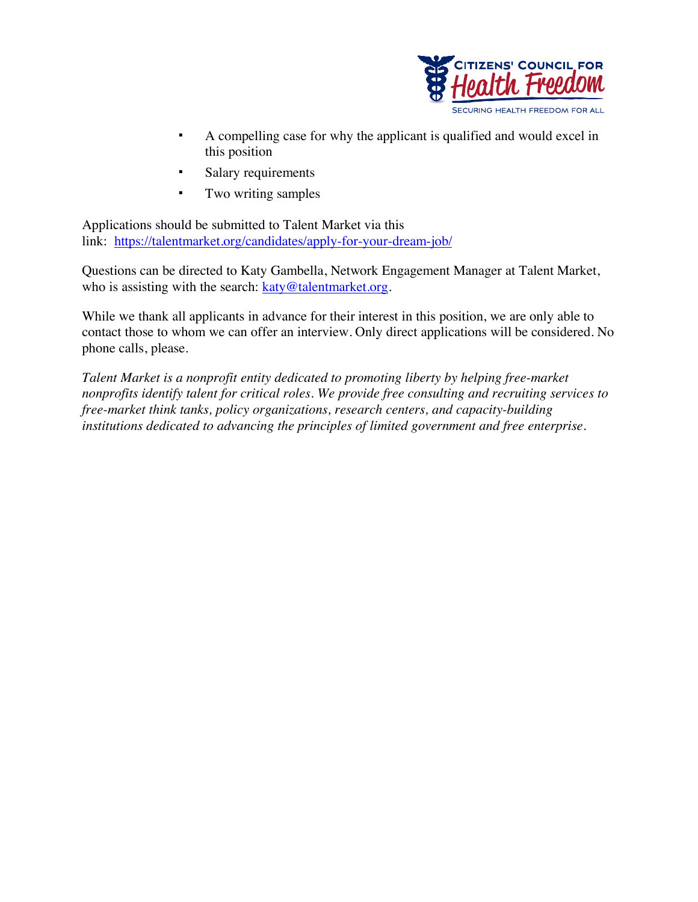- A compelling case for why the applicant is qualified and would excel in this position
- Salary requirements
- Two writing samples

Applications should be submitted to Talent Market via this link: https://talentmarket.org/candidates/apply-for-your-dream-job/

Questions can be directed to Katy Gambella, Network Engagement Manager at Talent Market, who is assisting with the search: katy@talentmarket.org.

While we thank all applicants in advance for their interest in this position, we are only able to contact those to whom we can offer an interview. Only direct applications will be considered. No phone calls, please.

*Talent Market is a nonprofit entity dedicated to promoting liberty by helping free-market nonprofits identify talent for critical roles. We provide free consulting and recruiting services to free-market think tanks, policy organizations, research centers, and capacity-building institutions dedicated to advancing the principles of limited government and free enterprise.*